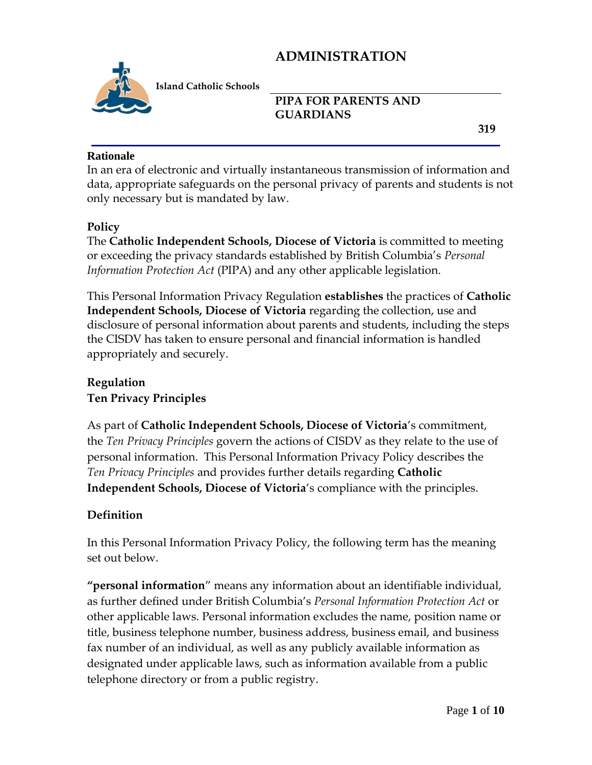# ADMINISTRATION

**Island Catholic Schools**

## PIPA FOR PARENTS AND GUARDIANS

**319**

**Rationale**

In an era of electronic and virtually instantaneous transmission of information and data, appropriate safeguards on the personal privacy of parents and students is not only necessary but is mandated by law.

**Policy**

The **Catholic Independent Schools, Diocese of Victoria** is committed to meeting or exceeding the privacy standards established by British Columbia's *Personal Information Protection Act* (PIPA) and any other applicable legislation.

This Personal Information Privacy Regulation **establishes** the practices of **Catholic Independent Schools, Diocese of Victoria** regarding the collection, use and disclosure of personal information about parents and students, including the steps the CISDV has taken to ensure personal and financial information is handled appropriately and securely.

**Regulation**

**Ten Privacy Principles**

As part of **Catholic Independent Schools, Diocese of Victoria**'s commitment, the *Ten Privacy Principles* govern the actions of CISDV as they relate to the use of personal information. This Personal Information Privacy Policy describes the *Ten Privacy Principles* and provides further details regarding **Catholic Independent Schools, Diocese of Victoria**'s compliance with the principles.

**Definition**

In this Personal Information Privacy Policy, the following term has the meaning set out below.

**"personal information**" means any information about an identifiable individual, as further defined under British Columbia's *Personal Information Protection Act* or other applicable laws. Personal information excludes the name, position name or title, business telephone number, business address, business email, and business fax number of an individual, as well as any publicly available information as designated under applicable laws, such as information available from a public telephone directory or from a public registry.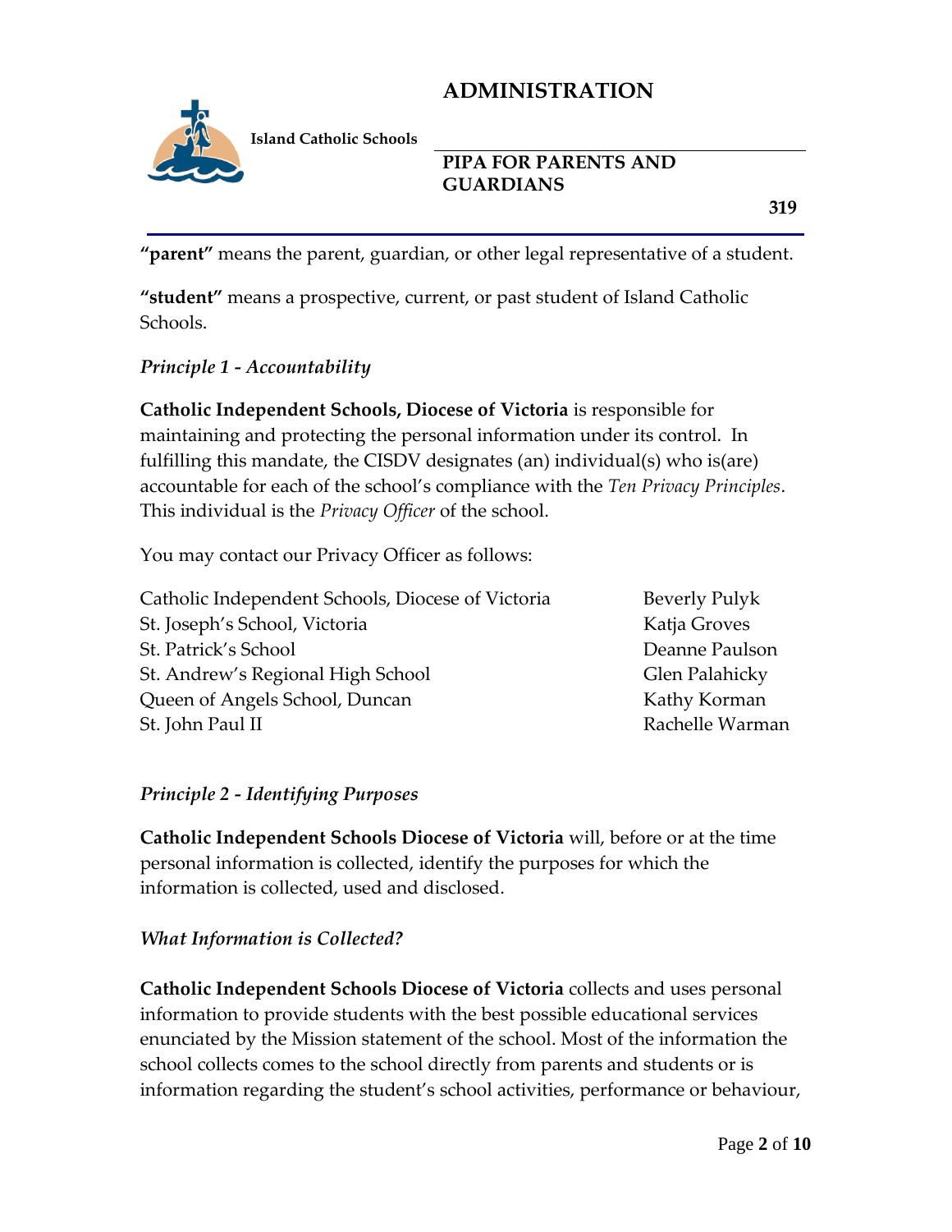**"parent"** means the parent, guardian, or other legal representative of a student.

**"student"** means a prospective, current, or past student of Island Catholic Schools.

*Principle 1 - Accountability*

**Catholic Independent Schools, Diocese of Victoria** is responsible for maintaining and protecting the personal information under its control. In fulfilling this mandate, the CISDV designates (an) individual(s) who is(are) accountable for each of the school's compliance with the *Ten Privacy Principles*. This individual is the *Privacy Officer* of the school.

You may contact our Privacy Officer as follows:

| | |
|---|---|
| Catholic Independent Schools, Diocese of Victoria | Beverly Pulyk |
| St. Joseph's School, Victoria | Katja Groves |
| St. Patrick's School | Deanne Paulson |
| St. Andrew's Regional High School | Glen Palahicky |
| Queen of Angels School, Duncan | Kathy Korman |
| St. John Paul II | Rachelle Warman |

*Principle 2 - Identifying Purposes*

**Catholic Independent Schools Diocese of Victoria** will, before or at the time personal information is collected, identify the purposes for which the information is collected, used and disclosed.

*What Information is Collected?*

**Catholic Independent Schools Diocese of Victoria** collects and uses personal information to provide students with the best possible educational services enunciated by the Mission statement of the school. Most of the information the school collects comes to the school directly from parents and students or is information regarding the student's school activities, performance or behaviour,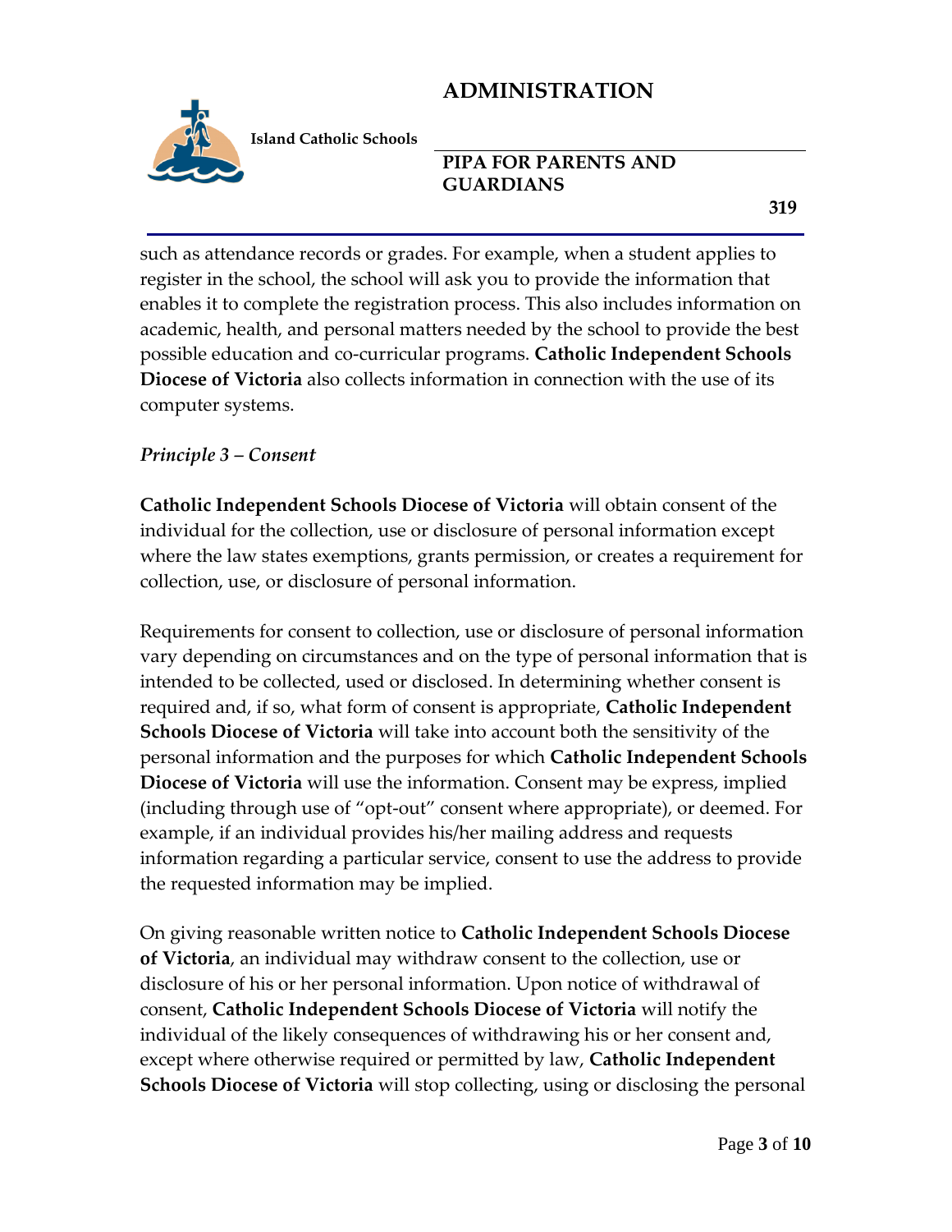such as attendance records or grades. For example, when a student applies to register in the school, the school will ask you to provide the information that enables it to complete the registration process. This also includes information on academic, health, and personal matters needed by the school to provide the best possible education and co-curricular programs. **Catholic Independent Schools Diocese of Victoria** also collects information in connection with the use of its computer systems.

*Principle 3 – Consent*

**Catholic Independent Schools Diocese of Victoria** will obtain consent of the individual for the collection, use or disclosure of personal information except where the law states exemptions, grants permission, or creates a requirement for collection, use, or disclosure of personal information.

Requirements for consent to collection, use or disclosure of personal information vary depending on circumstances and on the type of personal information that is intended to be collected, used or disclosed. In determining whether consent is required and, if so, what form of consent is appropriate, **Catholic Independent Schools Diocese of Victoria** will take into account both the sensitivity of the personal information and the purposes for which **Catholic Independent Schools Diocese of Victoria** will use the information. Consent may be express, implied (including through use of "opt-out" consent where appropriate), or deemed. For example, if an individual provides his/her mailing address and requests information regarding a particular service, consent to use the address to provide the requested information may be implied.

On giving reasonable written notice to **Catholic Independent Schools Diocese of Victoria**, an individual may withdraw consent to the collection, use or disclosure of his or her personal information. Upon notice of withdrawal of consent, **Catholic Independent Schools Diocese of Victoria** will notify the individual of the likely consequences of withdrawing his or her consent and, except where otherwise required or permitted by law, **Catholic Independent Schools Diocese of Victoria** will stop collecting, using or disclosing the personal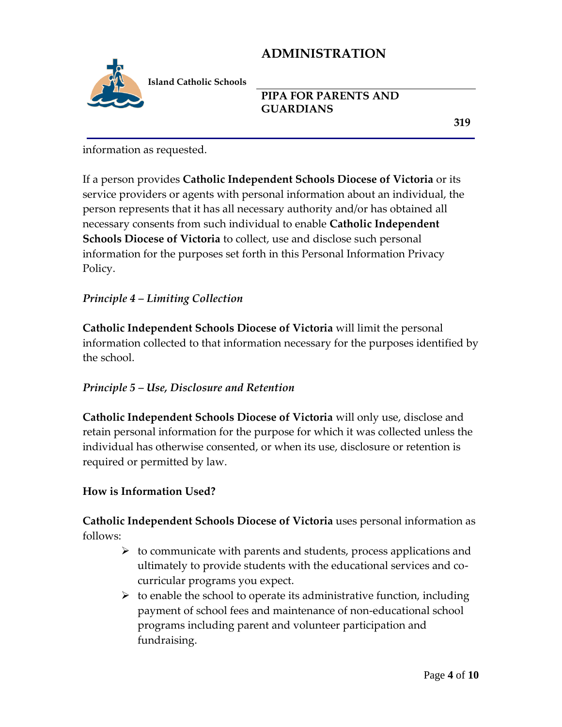information as requested.

If a person provides **Catholic Independent Schools Diocese of Victoria** or its service providers or agents with personal information about an individual, the person represents that it has all necessary authority and/or has obtained all necessary consents from such individual to enable **Catholic Independent Schools Diocese of Victoria** to collect, use and disclose such personal information for the purposes set forth in this Personal Information Privacy Policy.

*Principle 4 – Limiting Collection*

**Catholic Independent Schools Diocese of Victoria** will limit the personal information collected to that information necessary for the purposes identified by the school.

*Principle 5 – Use, Disclosure and Retention*

**Catholic Independent Schools Diocese of Victoria** will only use, disclose and retain personal information for the purpose for which it was collected unless the individual has otherwise consented, or when its use, disclosure or retention is required or permitted by law.

**How is Information Used?**

**Catholic Independent Schools Diocese of Victoria** uses personal information as follows:

- to communicate with parents and students, process applications and ultimately to provide students with the educational services and co-curricular programs you expect.
- to enable the school to operate its administrative function, including payment of school fees and maintenance of non-educational school programs including parent and volunteer participation and fundraising.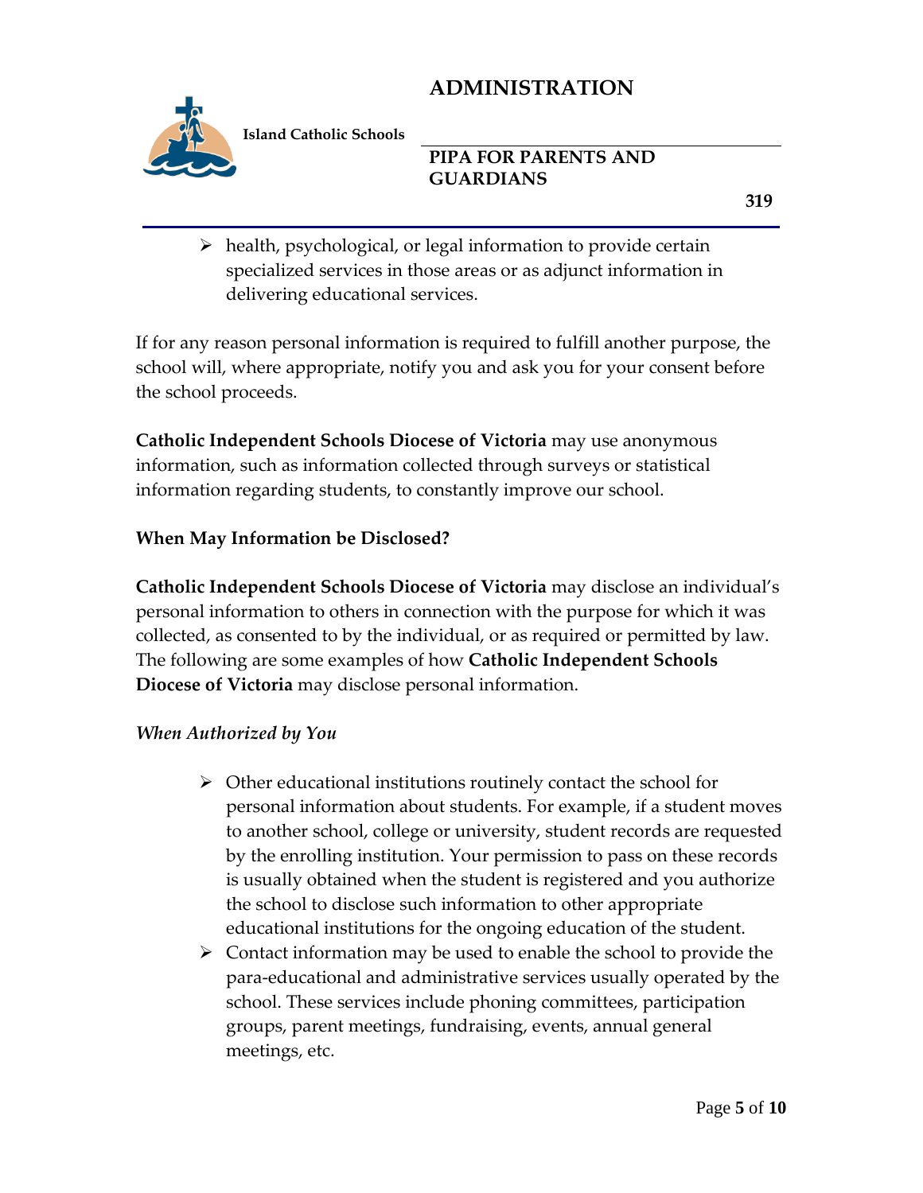- health, psychological, or legal information to provide certain specialized services in those areas or as adjunct information in delivering educational services.

If for any reason personal information is required to fulfill another purpose, the school will, where appropriate, notify you and ask you for your consent before the school proceeds.

**Catholic Independent Schools Diocese of Victoria** may use anonymous information, such as information collected through surveys or statistical information regarding students, to constantly improve our school.

**When May Information be Disclosed?**

**Catholic Independent Schools Diocese of Victoria** may disclose an individual's personal information to others in connection with the purpose for which it was collected, as consented to by the individual, or as required or permitted by law. The following are some examples of how **Catholic Independent Schools Diocese of Victoria** may disclose personal information.

***When Authorized by You***

- Other educational institutions routinely contact the school for personal information about students. For example, if a student moves to another school, college or university, student records are requested by the enrolling institution. Your permission to pass on these records is usually obtained when the student is registered and you authorize the school to disclose such information to other appropriate educational institutions for the ongoing education of the student.
- Contact information may be used to enable the school to provide the para-educational and administrative services usually operated by the school. These services include phoning committees, participation groups, parent meetings, fundraising, events, annual general meetings, etc.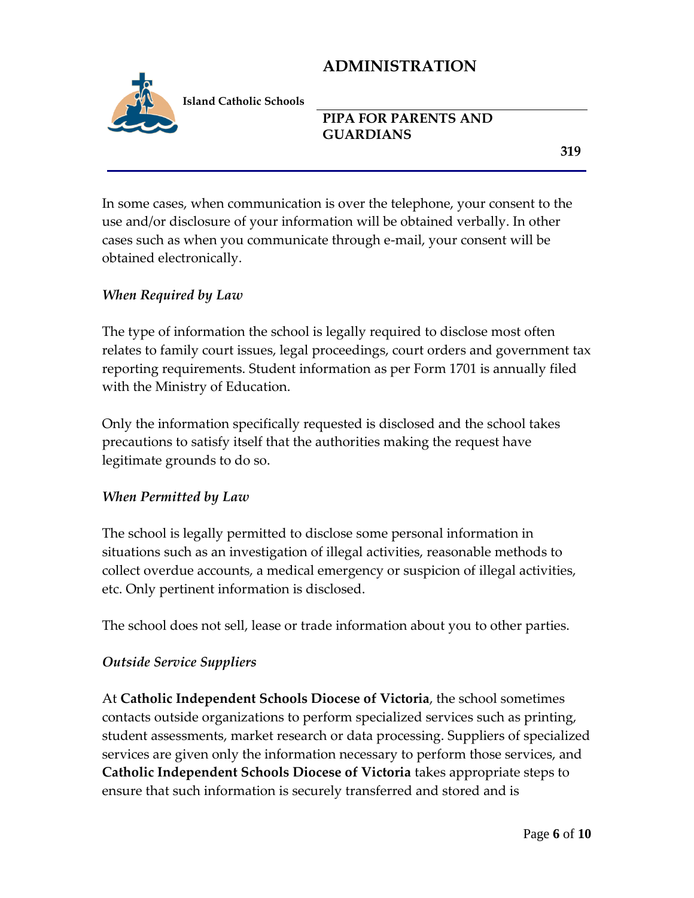In some cases, when communication is over the telephone, your consent to the use and/or disclosure of your information will be obtained verbally. In other cases such as when you communicate through e-mail, your consent will be obtained electronically.

*When Required by Law*

The type of information the school is legally required to disclose most often relates to family court issues, legal proceedings, court orders and government tax reporting requirements. Student information as per Form 1701 is annually filed with the Ministry of Education.

Only the information specifically requested is disclosed and the school takes precautions to satisfy itself that the authorities making the request have legitimate grounds to do so.

*When Permitted by Law*

The school is legally permitted to disclose some personal information in situations such as an investigation of illegal activities, reasonable methods to collect overdue accounts, a medical emergency or suspicion of illegal activities, etc. Only pertinent information is disclosed.

The school does not sell, lease or trade information about you to other parties.

*Outside Service Suppliers*

At **Catholic Independent Schools Diocese of Victoria**, the school sometimes contacts outside organizations to perform specialized services such as printing, student assessments, market research or data processing. Suppliers of specialized services are given only the information necessary to perform those services, and **Catholic Independent Schools Diocese of Victoria** takes appropriate steps to ensure that such information is securely transferred and stored and is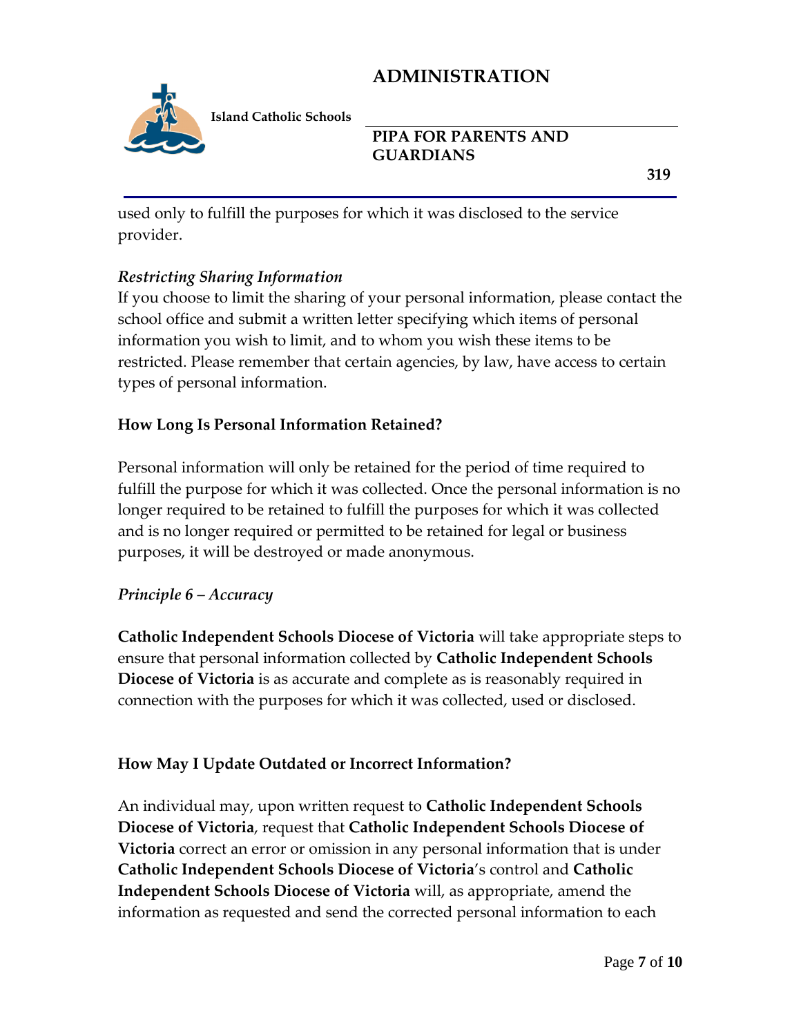used only to fulfill the purposes for which it was disclosed to the service provider.

*Restricting Sharing Information*

If you choose to limit the sharing of your personal information, please contact the school office and submit a written letter specifying which items of personal information you wish to limit, and to whom you wish these items to be restricted. Please remember that certain agencies, by law, have access to certain types of personal information.

**How Long Is Personal Information Retained?**

Personal information will only be retained for the period of time required to fulfill the purpose for which it was collected. Once the personal information is no longer required to be retained to fulfill the purposes for which it was collected and is no longer required or permitted to be retained for legal or business purposes, it will be destroyed or made anonymous.

*Principle 6 – Accuracy*

**Catholic Independent Schools Diocese of Victoria** will take appropriate steps to ensure that personal information collected by **Catholic Independent Schools Diocese of Victoria** is as accurate and complete as is reasonably required in connection with the purposes for which it was collected, used or disclosed.

**How May I Update Outdated or Incorrect Information?**

An individual may, upon written request to **Catholic Independent Schools Diocese of Victoria**, request that **Catholic Independent Schools Diocese of Victoria** correct an error or omission in any personal information that is under **Catholic Independent Schools Diocese of Victoria**'s control and **Catholic Independent Schools Diocese of Victoria** will, as appropriate, amend the information as requested and send the corrected personal information to each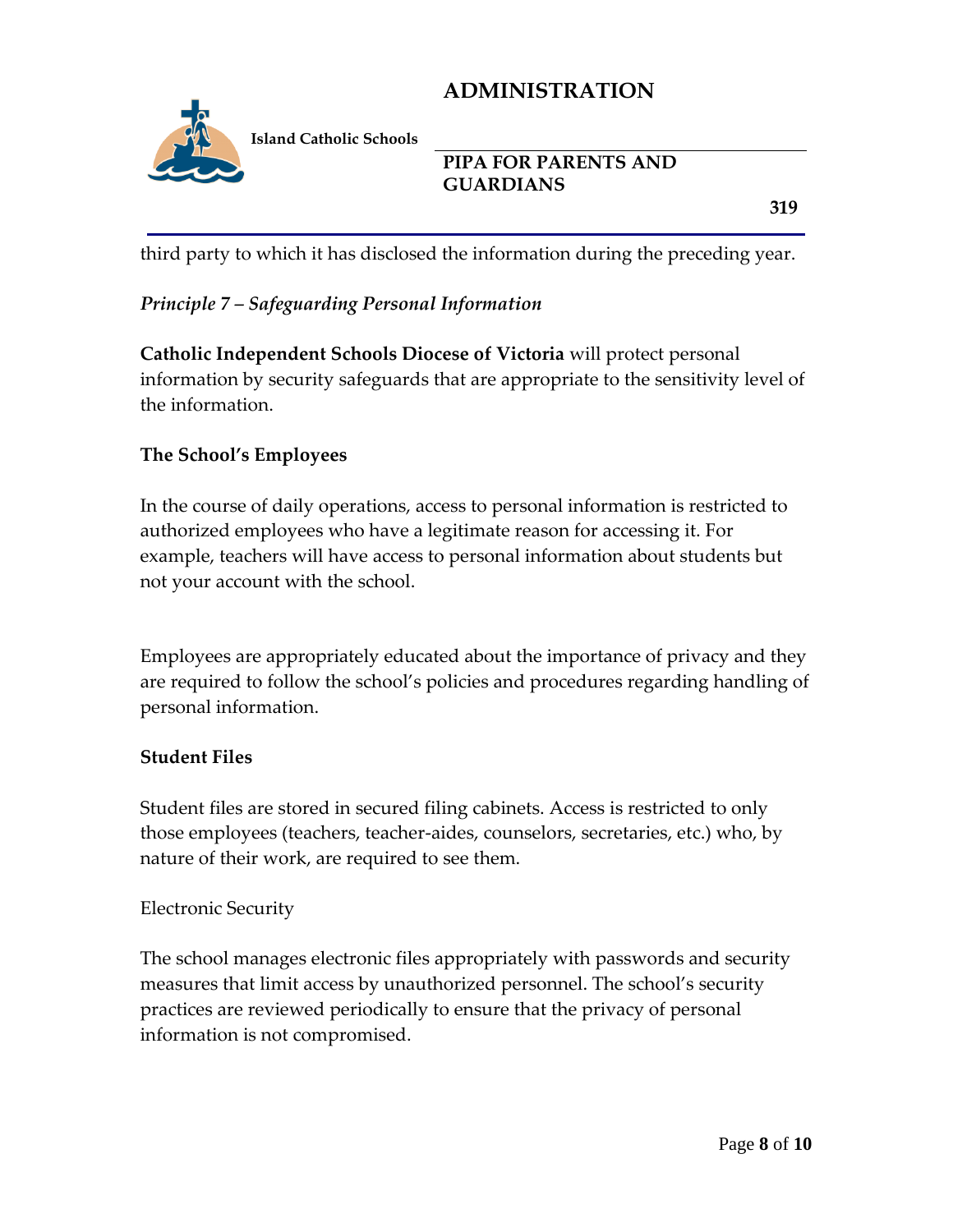third party to which it has disclosed the information during the preceding year.

*Principle 7 – Safeguarding Personal Information*

**Catholic Independent Schools Diocese of Victoria** will protect personal information by security safeguards that are appropriate to the sensitivity level of the information.

**The School's Employees**

In the course of daily operations, access to personal information is restricted to authorized employees who have a legitimate reason for accessing it. For example, teachers will have access to personal information about students but not your account with the school.

Employees are appropriately educated about the importance of privacy and they are required to follow the school's policies and procedures regarding handling of personal information.

**Student Files**

Student files are stored in secured filing cabinets. Access is restricted to only those employees (teachers, teacher-aides, counselors, secretaries, etc.) who, by nature of their work, are required to see them.

Electronic Security

The school manages electronic files appropriately with passwords and security measures that limit access by unauthorized personnel. The school's security practices are reviewed periodically to ensure that the privacy of personal information is not compromised.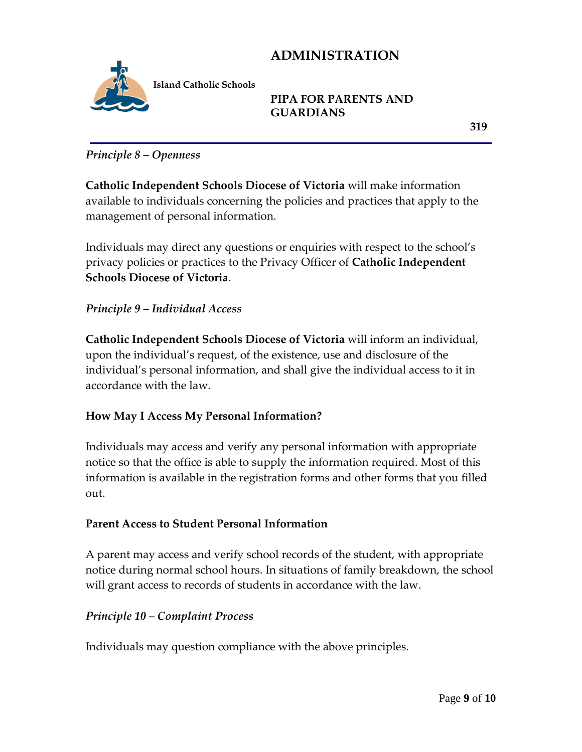*Principle 8 – Openness*

**Catholic Independent Schools Diocese of Victoria** will make information available to individuals concerning the policies and practices that apply to the management of personal information.

Individuals may direct any questions or enquiries with respect to the school's privacy policies or practices to the Privacy Officer of **Catholic Independent Schools Diocese of Victoria**.

*Principle 9 – Individual Access*

**Catholic Independent Schools Diocese of Victoria** will inform an individual, upon the individual's request, of the existence, use and disclosure of the individual's personal information, and shall give the individual access to it in accordance with the law.

**How May I Access My Personal Information?**

Individuals may access and verify any personal information with appropriate notice so that the office is able to supply the information required. Most of this information is available in the registration forms and other forms that you filled out.

**Parent Access to Student Personal Information**

A parent may access and verify school records of the student, with appropriate notice during normal school hours. In situations of family breakdown, the school will grant access to records of students in accordance with the law.

*Principle 10 – Complaint Process*

Individuals may question compliance with the above principles.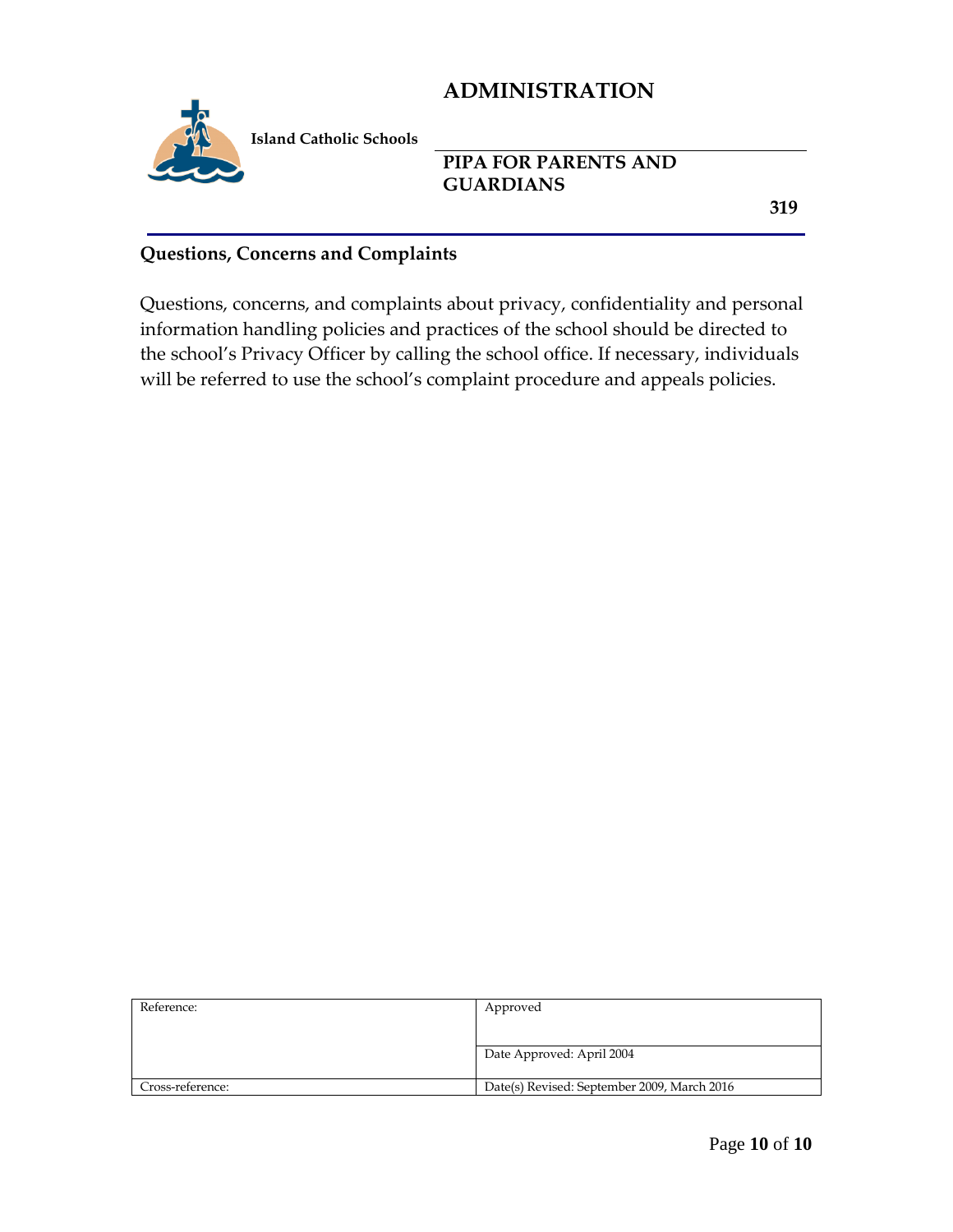# ADMINISTRATION

**Island Catholic Schools**

## PIPA FOR PARENTS AND GUARDIANS

**319**

### Questions, Concerns and Complaints

Questions, concerns, and complaints about privacy, confidentiality and personal information handling policies and practices of the school should be directed to the school's Privacy Officer by calling the school office. If necessary, individuals will be referred to use the school's complaint procedure and appeals policies.

| | |
|---|---|
| Reference: | Approved |
| | Date Approved: April 2004 |
| Cross-reference: | Date(s) Revised: September 2009, March 2016 |